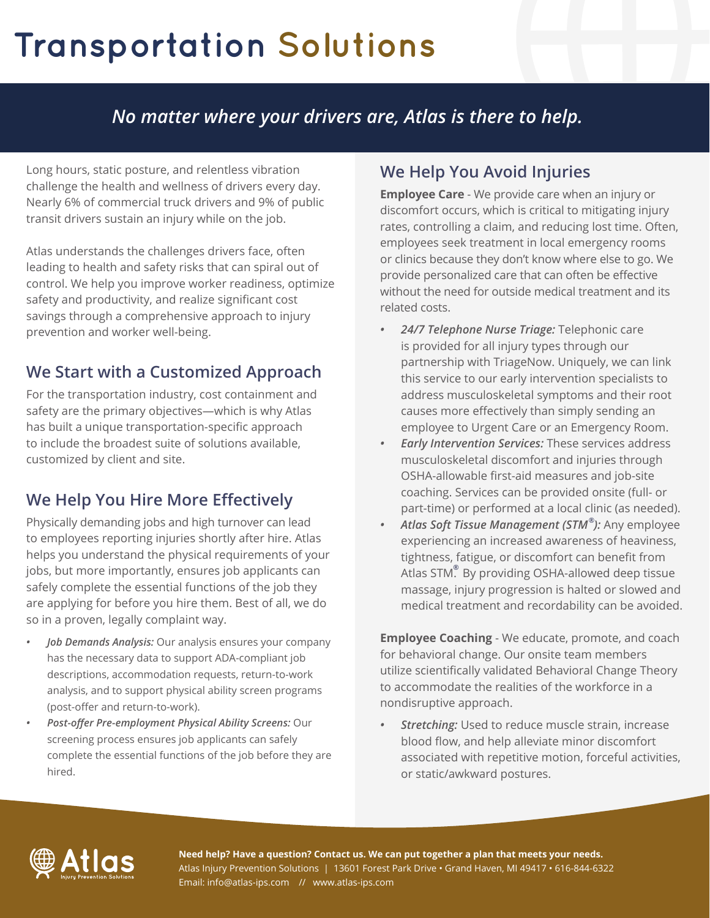# Transportation Solutions

*No matter where your drivers are, Atlas is there to help.*

Long hours, static posture, and relentless vibration challenge the health and wellness of drivers every day. Nearly 6% of commercial truck drivers and 9% of public transit drivers sustain an injury while on the job.

Atlas understands the challenges drivers face, often leading to health and safety risks that can spiral out of control. We help you improve worker readiness, optimize safety and productivity, and realize significant cost savings through a comprehensive approach to injury prevention and worker well-being.

## We Start with a Customized Approach

For the transportation industry, cost containment and safety are the primary objectives—which is why Atlas has built a unique transportation-specific approach to include the broadest suite of solutions available, customized by client and site.

## We Help You Hire More Effectively

Physically demanding jobs and high turnover can lead to employees reporting injuries shortly after hire. Atlas helps you understand the physical requirements of your jobs, but more importantly, ensures job applicants can safely complete the essential functions of the job they are applying for before you hire them. Best of all, we do so in a proven, legally complaint way.

- ***Job Demands Analysis:*** Our analysis ensures your company has the necessary data to support ADA-compliant job descriptions, accommodation requests, return-to-work analysis, and to support physical ability screen programs (post-offer and return-to-work).
- ***Post-offer Pre-employment Physical Ability Screens:*** Our screening process ensures job applicants can safely complete the essential functions of the job before they are hired.

## We Help You Avoid Injuries

**Employee Care** - We provide care when an injury or discomfort occurs, which is critical to mitigating injury rates, controlling a claim, and reducing lost time. Often, employees seek treatment in local emergency rooms or clinics because they don't know where else to go. We provide personalized care that can often be effective without the need for outside medical treatment and its related costs.

- ***24/7 Telephone Nurse Triage:*** Telephonic care is provided for all injury types through our partnership with TriageNow. Uniquely, we can link this service to our early intervention specialists to address musculoskeletal symptoms and their root causes more effectively than simply sending an employee to Urgent Care or an Emergency Room.
- ***Early Intervention Services:*** These services address musculoskeletal discomfort and injuries through OSHA-allowable first-aid measures and job-site coaching. Services can be provided onsite (full- or part-time) or performed at a local clinic (as needed).
- ***Atlas Soft Tissue Management (STM®):*** Any employee experiencing an increased awareness of heaviness, tightness, fatigue, or discomfort can benefit from Atlas STM®. By providing OSHA-allowed deep tissue massage, injury progression is halted or slowed and medical treatment and recordability can be avoided.

**Employee Coaching** - We educate, promote, and coach for behavioral change. Our onsite team members utilize scientifically validated Behavioral Change Theory to accommodate the realities of the workforce in a nondisruptive approach.

- ***Stretching:*** Used to reduce muscle strain, increase blood flow, and help alleviate minor discomfort associated with repetitive motion, forceful activities, or static/awkward postures.

Atlas Injury Prevention Solutions

**Need help? Have a question? Contact us. We can put together a plan that meets your needs.**
Atlas Injury Prevention Solutions | 13601 Forest Park Drive • Grand Haven, MI 49417 • 616-844-6322
Email: info@atlas-ips.com // www.atlas-ips.com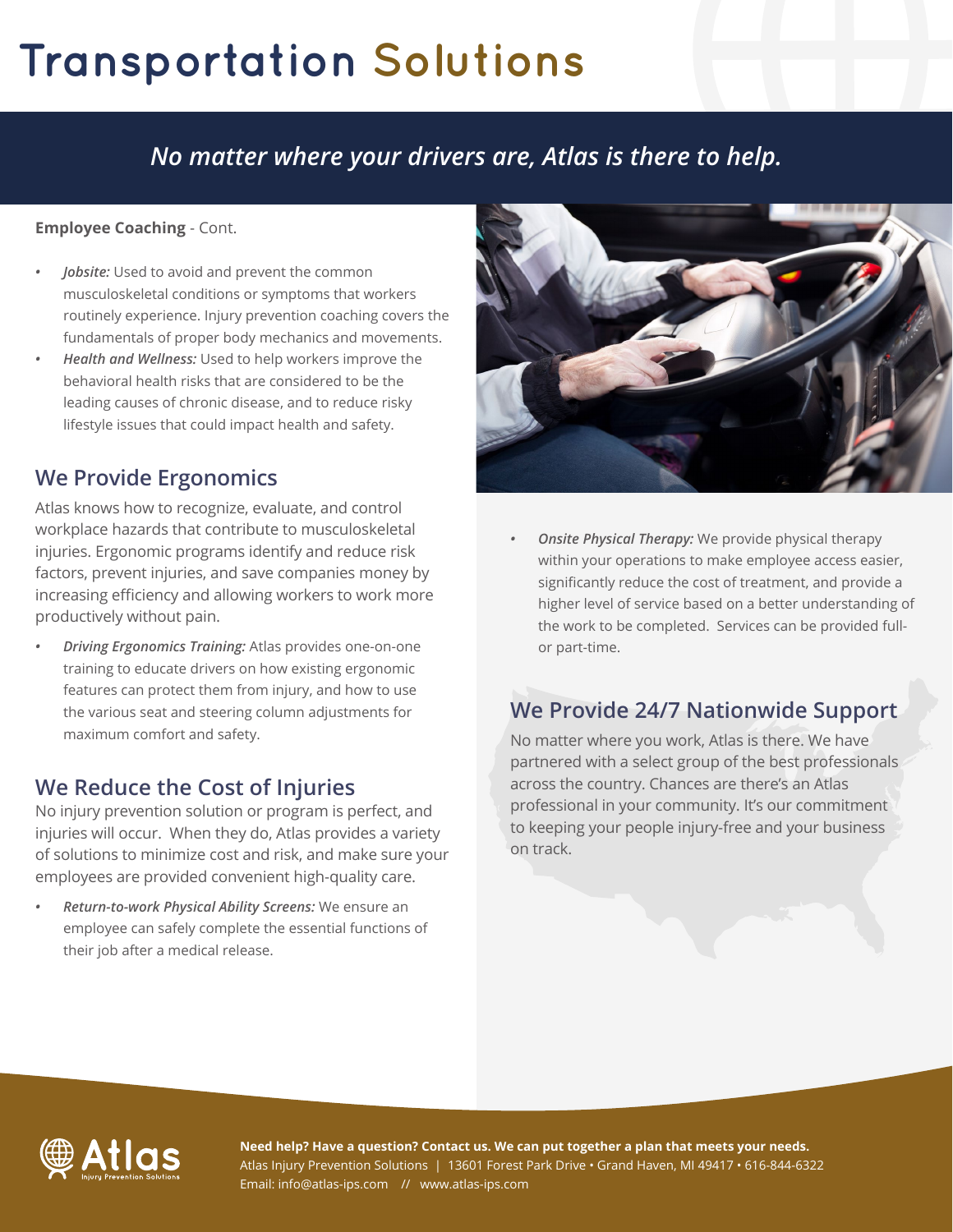# Transportation Solutions

*No matter where your drivers are, Atlas is there to help.*

**Employee Coaching** - Cont.

- ***Jobsite:*** Used to avoid and prevent the common musculoskeletal conditions or symptoms that workers routinely experience. Injury prevention coaching covers the fundamentals of proper body mechanics and movements.
- ***Health and Wellness:*** Used to help workers improve the behavioral health risks that are considered to be the leading causes of chronic disease, and to reduce risky lifestyle issues that could impact health and safety.

## We Provide Ergonomics

Atlas knows how to recognize, evaluate, and control workplace hazards that contribute to musculoskeletal injuries. Ergonomic programs identify and reduce risk factors, prevent injuries, and save companies money by increasing efficiency and allowing workers to work more productively without pain.

- ***Driving Ergonomics Training:*** Atlas provides one-on-one training to educate drivers on how existing ergonomic features can protect them from injury, and how to use the various seat and steering column adjustments for maximum comfort and safety.

## We Reduce the Cost of Injuries

No injury prevention solution or program is perfect, and injuries will occur. When they do, Atlas provides a variety of solutions to minimize cost and risk, and make sure your employees are provided convenient high-quality care.

- ***Return-to-work Physical Ability Screens:*** We ensure an employee can safely complete the essential functions of their job after a medical release.
- ***Onsite Physical Therapy:*** We provide physical therapy within your operations to make employee access easier, significantly reduce the cost of treatment, and provide a higher level of service based on a better understanding of the work to be completed. Services can be provided full- or part-time.

## We Provide 24/7 Nationwide Support

No matter where you work, Atlas is there. We have partnered with a select group of the best professionals across the country. Chances are there's an Atlas professional in your community. It's our commitment to keeping your people injury-free and your business on track.

Atlas
Injury Prevention Solutions

**Need help? Have a question? Contact us. We can put together a plan that meets your needs.**
Atlas Injury Prevention Solutions | 13601 Forest Park Drive • Grand Haven, MI 49417 • 616-844-6322
Email: info@atlas-ips.com // www.atlas-ips.com